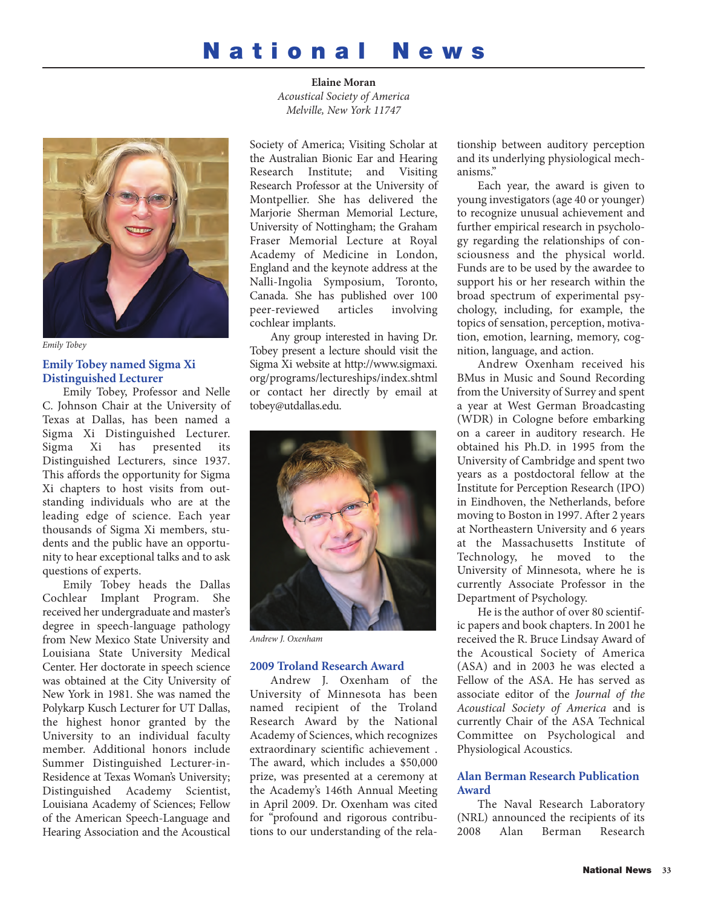# National News

**Elaine Moran**
*Acoustical Society of America*
*Melville, New York 11747*

*Emily Tobey*

## Emily Tobey named Sigma Xi Distinguished Lecturer

Emily Tobey, Professor and Nelle C. Johnson Chair at the University of Texas at Dallas, has been named a Sigma Xi Distinguished Lecturer. Sigma Xi has presented its Distinguished Lecturers, since 1937. This affords the opportunity for Sigma Xi chapters to host visits from outstanding individuals who are at the leading edge of science. Each year thousands of Sigma Xi members, students and the public have an opportunity to hear exceptional talks and to ask questions of experts.

Emily Tobey heads the Dallas Cochlear Implant Program. She received her undergraduate and master's degree in speech-language pathology from New Mexico State University and Louisiana State University Medical Center. Her doctorate in speech science was obtained at the City University of New York in 1981. She was named the Polykarp Kusch Lecturer for UT Dallas, the highest honor granted by the University to an individual faculty member. Additional honors include Summer Distinguished Lecturer-in-Residence at Texas Woman's University; Distinguished Academy Scientist, Louisiana Academy of Sciences; Fellow of the American Speech-Language and Hearing Association and the Acoustical Society of America; Visiting Scholar at the Australian Bionic Ear and Hearing Research Institute; and Visiting Research Professor at the University of Montpellier. She has delivered the Marjorie Sherman Memorial Lecture, University of Nottingham; the Graham Fraser Memorial Lecture at Royal Academy of Medicine in London, England and the keynote address at the Nalli-Ingolia Symposium, Toronto, Canada. She has published over 100 peer-reviewed articles involving cochlear implants.

Any group interested in having Dr. Tobey present a lecture should visit the Sigma Xi website at http://www.sigmaxi.org/programs/lectureships/index.shtml or contact her directly by email at tobey@utdallas.edu.

*Andrew J. Oxenham*

## 2009 Troland Research Award

Andrew J. Oxenham of the University of Minnesota has been named recipient of the Troland Research Award by the National Academy of Sciences, which recognizes extraordinary scientific achievement . The award, which includes a $50,000 prize, was presented at a ceremony at the Academy's 146th Annual Meeting in April 2009. Dr. Oxenham was cited for "profound and rigorous contributions to our understanding of the relationship between auditory perception and its underlying physiological mechanisms."

Each year, the award is given to young investigators (age 40 or younger) to recognize unusual achievement and further empirical research in psychology regarding the relationships of consciousness and the physical world. Funds are to be used by the awardee to support his or her research within the broad spectrum of experimental psychology, including, for example, the topics of sensation, perception, motivation, emotion, learning, memory, cognition, language, and action.

Andrew Oxenham received his BMus in Music and Sound Recording from the University of Surrey and spent a year at West German Broadcasting (WDR) in Cologne before embarking on a career in auditory research. He obtained his Ph.D. in 1995 from the University of Cambridge and spent two years as a postdoctoral fellow at the Institute for Perception Research (IPO) in Eindhoven, the Netherlands, before moving to Boston in 1997. After 2 years at Northeastern University and 6 years at the Massachusetts Institute of Technology, he moved to the University of Minnesota, where he is currently Associate Professor in the Department of Psychology.

He is the author of over 80 scientific papers and book chapters. In 2001 he received the R. Bruce Lindsay Award of the Acoustical Society of America (ASA) and in 2003 he was elected a Fellow of the ASA. He has served as associate editor of the *Journal of the Acoustical Society of America* and is currently Chair of the ASA Technical Committee on Psychological and Physiological Acoustics.

## Alan Berman Research Publication Award

The Naval Research Laboratory (NRL) announced the recipients of its 2008 Alan Berman Research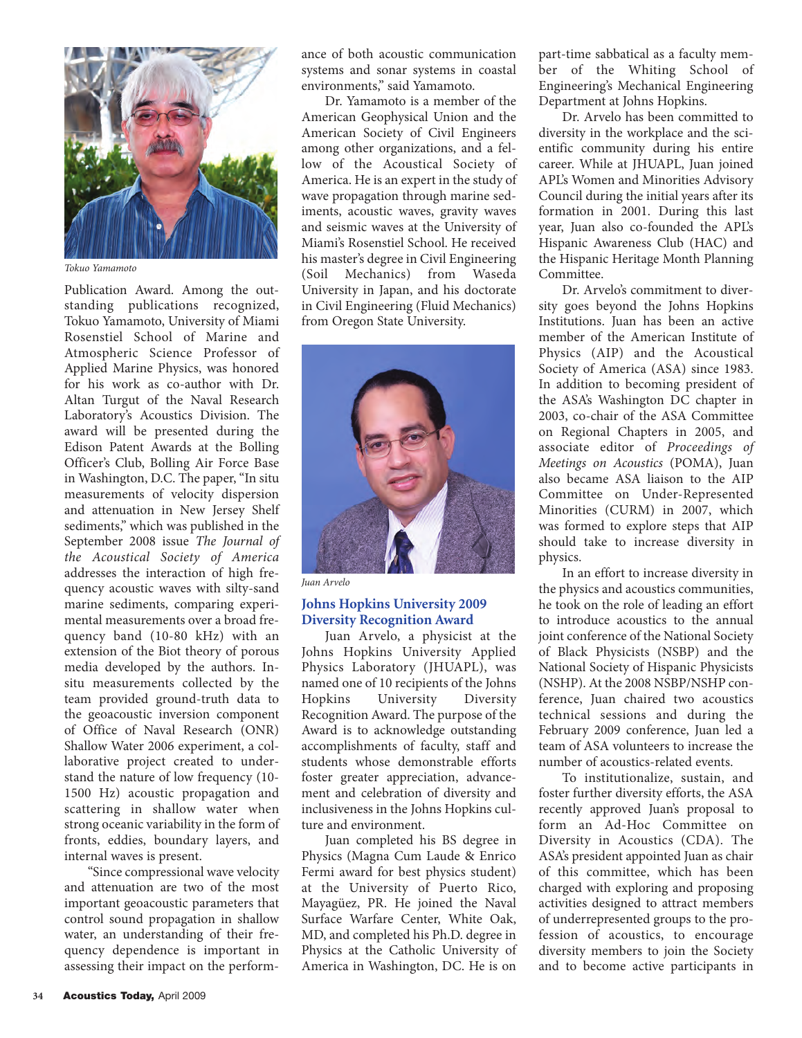*Tokuo Yamamoto*

Publication Award. Among the outstanding publications recognized, Tokuo Yamamoto, University of Miami Rosenstiel School of Marine and Atmospheric Science Professor of Applied Marine Physics, was honored for his work as co-author with Dr. Altan Turgut of the Naval Research Laboratory's Acoustics Division. The award will be presented during the Edison Patent Awards at the Bolling Officer's Club, Bolling Air Force Base in Washington, D.C. The paper, "In situ measurements of velocity dispersion and attenuation in New Jersey Shelf sediments," which was published in the September 2008 issue *The Journal of the Acoustical Society of America* addresses the interaction of high frequency acoustic waves with silty-sand marine sediments, comparing experimental measurements over a broad frequency band (10-80 kHz) with an extension of the Biot theory of porous media developed by the authors. In-situ measurements collected by the team provided ground-truth data to the geoacoustic inversion component of Office of Naval Research (ONR) Shallow Water 2006 experiment, a collaborative project created to understand the nature of low frequency (10-1500 Hz) acoustic propagation and scattering in shallow water when strong oceanic variability in the form of fronts, eddies, boundary layers, and internal waves is present.

"Since compressional wave velocity and attenuation are two of the most important geoacoustic parameters that control sound propagation in shallow water, an understanding of their frequency dependence is important in assessing their impact on the performance of both acoustic communication systems and sonar systems in coastal environments," said Yamamoto.

Dr. Yamamoto is a member of the American Geophysical Union and the American Society of Civil Engineers among other organizations, and a fellow of the Acoustical Society of America. He is an expert in the study of wave propagation through marine sediments, acoustic waves, gravity waves and seismic waves at the University of Miami's Rosenstiel School. He received his master's degree in Civil Engineering (Soil Mechanics) from Waseda University in Japan, and his doctorate in Civil Engineering (Fluid Mechanics) from Oregon State University.

*Juan Arvelo*

## Johns Hopkins University 2009 Diversity Recognition Award

Juan Arvelo, a physicist at the Johns Hopkins University Applied Physics Laboratory (JHUAPL), was named one of 10 recipients of the Johns Hopkins University Diversity Recognition Award. The purpose of the Award is to acknowledge outstanding accomplishments of faculty, staff and students whose demonstrable efforts foster greater appreciation, advancement and celebration of diversity and inclusiveness in the Johns Hopkins culture and environment.

Juan completed his BS degree in Physics (Magna Cum Laude & Enrico Fermi award for best physics student) at the University of Puerto Rico, Mayagüez, PR. He joined the Naval Surface Warfare Center, White Oak, MD, and completed his Ph.D. degree in Physics at the Catholic University of America in Washington, DC. He is on part-time sabbatical as a faculty member of the Whiting School of Engineering's Mechanical Engineering Department at Johns Hopkins.

Dr. Arvelo has been committed to diversity in the workplace and the scientific community during his entire career. While at JHUAPL, Juan joined APL's Women and Minorities Advisory Council during the initial years after its formation in 2001. During this last year, Juan also co-founded the APL's Hispanic Awareness Club (HAC) and the Hispanic Heritage Month Planning Committee.

Dr. Arvelo's commitment to diversity goes beyond the Johns Hopkins Institutions. Juan has been an active member of the American Institute of Physics (AIP) and the Acoustical Society of America (ASA) since 1983. In addition to becoming president of the ASA's Washington DC chapter in 2003, co-chair of the ASA Committee on Regional Chapters in 2005, and associate editor of *Proceedings of Meetings on Acoustics* (POMA), Juan also became ASA liaison to the AIP Committee on Under-Represented Minorities (CURM) in 2007, which was formed to explore steps that AIP should take to increase diversity in physics.

In an effort to increase diversity in the physics and acoustics communities, he took on the role of leading an effort to introduce acoustics to the annual joint conference of the National Society of Black Physicists (NSBP) and the National Society of Hispanic Physicists (NSHP). At the 2008 NSBP/NSHP conference, Juan chaired two acoustics technical sessions and during the February 2009 conference, Juan led a team of ASA volunteers to increase the number of acoustics-related events.

To institutionalize, sustain, and foster further diversity efforts, the ASA recently approved Juan's proposal to form an Ad-Hoc Committee on Diversity in Acoustics (CDA). The ASA's president appointed Juan as chair of this committee, which has been charged with exploring and proposing activities designed to attract members of underrepresented groups to the profession of acoustics, to encourage diversity members to join the Society and to become active participants in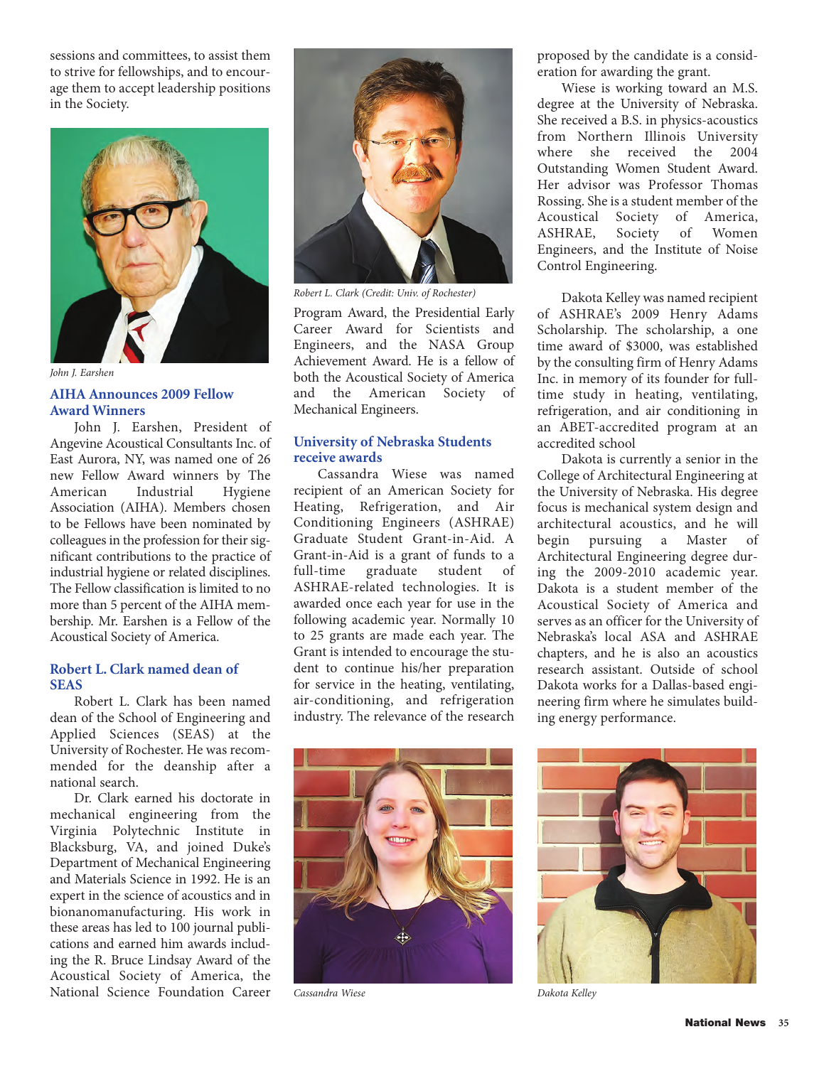sessions and committees, to assist them to strive for fellowships, and to encourage them to accept leadership positions in the Society.

*John J. Earshen*

## AIHA Announces 2009 Fellow Award Winners

John J. Earshen, President of Angevine Acoustical Consultants Inc. of East Aurora, NY, was named one of 26 new Fellow Award winners by The American Industrial Hygiene Association (AIHA). Members chosen to be Fellows have been nominated by colleagues in the profession for their significant contributions to the practice of industrial hygiene or related disciplines. The Fellow classification is limited to no more than 5 percent of the AIHA membership. Mr. Earshen is a Fellow of the Acoustical Society of America.

## Robert L. Clark named dean of SEAS

Robert L. Clark has been named dean of the School of Engineering and Applied Sciences (SEAS) at the University of Rochester. He was recommended for the deanship after a national search.

Dr. Clark earned his doctorate in mechanical engineering from the Virginia Polytechnic Institute in Blacksburg, VA, and joined Duke's Department of Mechanical Engineering and Materials Science in 1992. He is an expert in the science of acoustics and in bionanomanufacturing. His work in these areas has led to 100 journal publications and earned him awards including the R. Bruce Lindsay Award of the Acoustical Society of America, the National Science Foundation Career Program Award, the Presidential Early Career Award for Scientists and Engineers, and the NASA Group Achievement Award. He is a fellow of both the Acoustical Society of America and the American Society of Mechanical Engineers.

*Robert L. Clark (Credit: Univ. of Rochester)*

## University of Nebraska Students receive awards

Cassandra Wiese was named recipient of an American Society for Heating, Refrigeration, and Air Conditioning Engineers (ASHRAE) Graduate Student Grant-in-Aid. A Grant-in-Aid is a grant of funds to a full-time graduate student of ASHRAE-related technologies. It is awarded once each year for use in the following academic year. Normally 10 to 25 grants are made each year. The Grant is intended to encourage the student to continue his/her preparation for service in the heating, ventilating, air-conditioning, and refrigeration industry. The relevance of the research proposed by the candidate is a consideration for awarding the grant.

Wiese is working toward an M.S. degree at the University of Nebraska. She received a B.S. in physics-acoustics from Northern Illinois University where she received the 2004 Outstanding Women Student Award. Her advisor was Professor Thomas Rossing. She is a student member of the Acoustical Society of America, ASHRAE, Society of Women Engineers, and the Institute of Noise Control Engineering.

Dakota Kelley was named recipient of ASHRAE's 2009 Henry Adams Scholarship. The scholarship, a one time award of $3000, was established by the consulting firm of Henry Adams Inc. in memory of its founder for full-time study in heating, ventilating, refrigeration, and air conditioning in an ABET-accredited program at an accredited school

Dakota is currently a senior in the College of Architectural Engineering at the University of Nebraska. His degree focus is mechanical system design and architectural acoustics, and he will begin pursuing a Master of Architectural Engineering degree during the 2009-2010 academic year. Dakota is a student member of the Acoustical Society of America and serves as an officer for the University of Nebraska's local ASA and ASHRAE chapters, and he is also an acoustics research assistant. Outside of school Dakota works for a Dallas-based engineering firm where he simulates building energy performance.

*Cassandra Wiese*

*Dakota Kelley*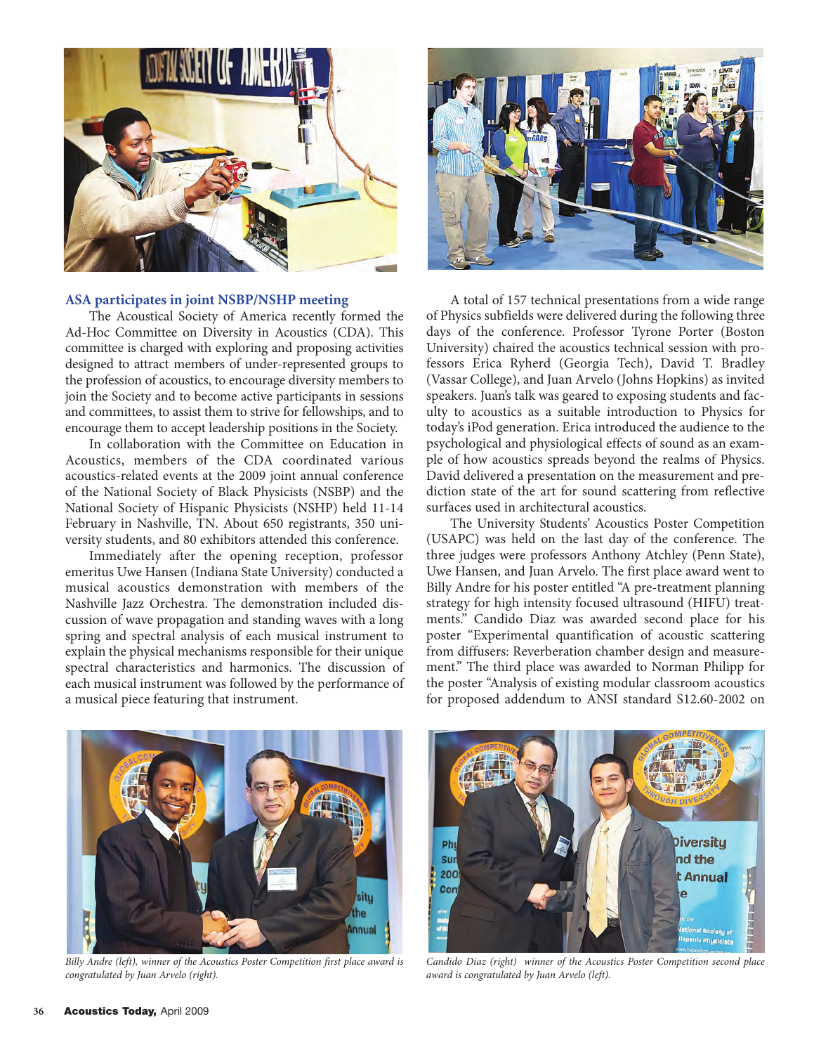## ASA participates in joint NSBP/NSHP meeting

The Acoustical Society of America recently formed the Ad-Hoc Committee on Diversity in Acoustics (CDA). This committee is charged with exploring and proposing activities designed to attract members of under-represented groups to the profession of acoustics, to encourage diversity members to join the Society and to become active participants in sessions and committees, to assist them to strive for fellowships, and to encourage them to accept leadership positions in the Society.

In collaboration with the Committee on Education in Acoustics, members of the CDA coordinated various acoustics-related events at the 2009 joint annual conference of the National Society of Black Physicists (NSBP) and the National Society of Hispanic Physicists (NSHP) held 11-14 February in Nashville, TN. About 650 registrants, 350 university students, and 80 exhibitors attended this conference.

Immediately after the opening reception, professor emeritus Uwe Hansen (Indiana State University) conducted a musical acoustics demonstration with members of the Nashville Jazz Orchestra. The demonstration included discussion of wave propagation and standing waves with a long spring and spectral analysis of each musical instrument to explain the physical mechanisms responsible for their unique spectral characteristics and harmonics. The discussion of each musical instrument was followed by the performance of a musical piece featuring that instrument.

A total of 157 technical presentations from a wide range of Physics subfields were delivered during the following three days of the conference. Professor Tyrone Porter (Boston University) chaired the acoustics technical session with professors Erica Ryherd (Georgia Tech), David T. Bradley (Vassar College), and Juan Arvelo (Johns Hopkins) as invited speakers. Juan's talk was geared to exposing students and faculty to acoustics as a suitable introduction to Physics for today's iPod generation. Erica introduced the audience to the psychological and physiological effects of sound as an example of how acoustics spreads beyond the realms of Physics. David delivered a presentation on the measurement and prediction state of the art for sound scattering from reflective surfaces used in architectural acoustics.

The University Students' Acoustics Poster Competition (USAPC) was held on the last day of the conference. The three judges were professors Anthony Atchley (Penn State), Uwe Hansen, and Juan Arvelo. The first place award went to Billy Andre for his poster entitled "A pre-treatment planning strategy for high intensity focused ultrasound (HIFU) treatments." Candido Diaz was awarded second place for his poster "Experimental quantification of acoustic scattering from diffusers: Reverberation chamber design and measurement." The third place was awarded to Norman Philipp for the poster "Analysis of existing modular classroom acoustics for proposed addendum to ANSI standard S12.60-2002 on

*Billy Andre (left), winner of the Acoustics Poster Competition first place award is congratulated by Juan Arvelo (right).*

*Candido Diaz (right) winner of the Acoustics Poster Competition second place award is congratulated by Juan Arvelo (left).*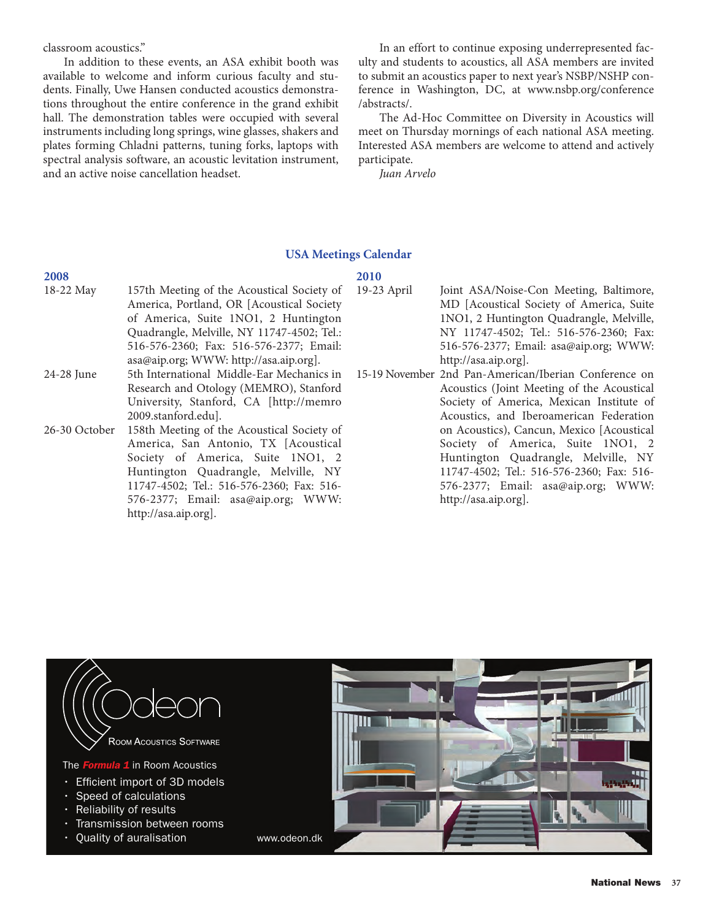classroom acoustics."

In addition to these events, an ASA exhibit booth was available to welcome and inform curious faculty and students. Finally, Uwe Hansen conducted acoustics demonstrations throughout the entire conference in the grand exhibit hall. The demonstration tables were occupied with several instruments including long springs, wine glasses, shakers and plates forming Chladni patterns, tuning forks, laptops with spectral analysis software, an acoustic levitation instrument, and an active noise cancellation headset.

In an effort to continue exposing underrepresented faculty and students to acoustics, all ASA members are invited to submit an acoustics paper to next year's NSBP/NSHP conference in Washington, DC, at www.nsbp.org/conference/abstracts/.

The Ad-Hoc Committee on Diversity in Acoustics will meet on Thursday mornings of each national ASA meeting. Interested ASA members are welcome to attend and actively participate.

*Juan Arvelo*

## USA Meetings Calendar

### 2008

18-22 May — 157th Meeting of the Acoustical Society of America, Portland, OR [Acoustical Society of America, Suite 1NO1, 2 Huntington Quadrangle, Melville, NY 11747-4502; Tel.: 516-576-2360; Fax: 516-576-2377; Email: asa@aip.org; WWW: http://asa.aip.org].

24-28 June — 5th International Middle-Ear Mechanics in Research and Otology (MEMRO), Stanford University, Stanford, CA [http://memro2009.stanford.edu].

26-30 October — 158th Meeting of the Acoustical Society of America, San Antonio, TX [Acoustical Society of America, Suite 1NO1, 2 Huntington Quadrangle, Melville, NY 11747-4502; Tel.: 516-576-2360; Fax: 516-576-2377; Email: asa@aip.org; WWW: http://asa.aip.org].

### 2010

19-23 April — Joint ASA/Noise-Con Meeting, Baltimore, MD [Acoustical Society of America, Suite 1NO1, 2 Huntington Quadrangle, Melville, NY 11747-4502; Tel.: 516-576-2360; Fax: 516-576-2377; Email: asa@aip.org; WWW: http://asa.aip.org].

15-19 November — 2nd Pan-American/Iberian Conference on Acoustics (Joint Meeting of the Acoustical Society of America, Mexican Institute of Acoustics, and Iberoamerican Federation on Acoustics), Cancun, Mexico [Acoustical Society of America, Suite 1NO1, 2 Huntington Quadrangle, Melville, NY 11747-4502; Tel.: 516-576-2360; Fax: 516-576-2377; Email: asa@aip.org; WWW: http://asa.aip.org].

Odeon

Room Acoustics Software

The *Formula 1* in Room Acoustics

- Efficient import of 3D models
- Speed of calculations
- Reliability of results
- Transmission between rooms
- Quality of auralisation

www.odeon.dk